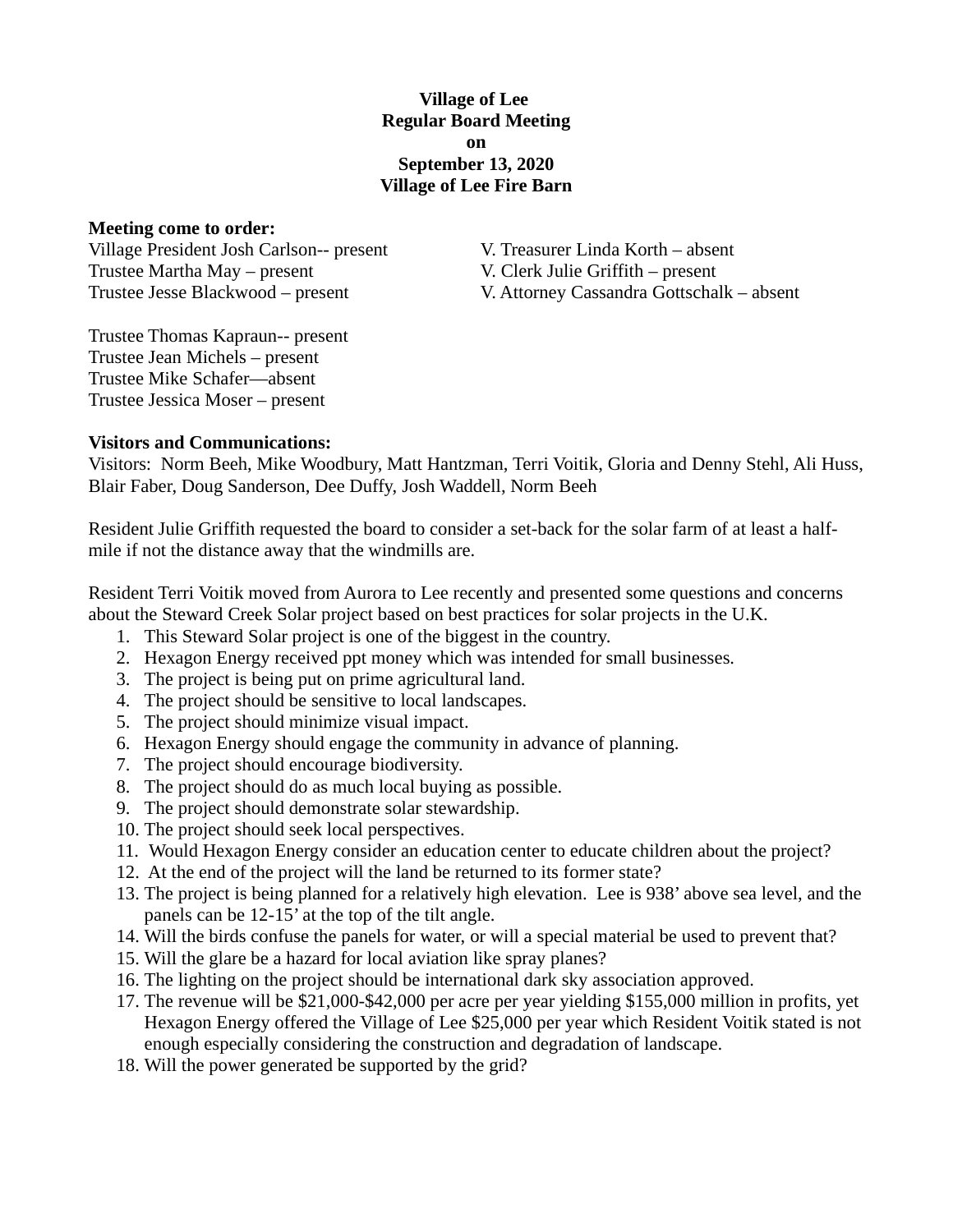**Village of Lee**
**Regular Board Meeting**
**on**
**September 13, 2020**
**Village of Lee Fire Barn**

**Meeting come to order:**

Village President Josh Carlson-- present
Trustee Martha May – present
Trustee Jesse Blackwood – present

V. Treasurer Linda Korth – absent
V. Clerk Julie Griffith – present
V. Attorney Cassandra Gottschalk – absent

Trustee Thomas Kapraun-- present
Trustee Jean Michels – present
Trustee Mike Schafer—absent
Trustee Jessica Moser – present

**Visitors and Communications:**

Visitors: Norm Beeh, Mike Woodbury, Matt Hantzman, Terri Voitik, Gloria and Denny Stehl, Ali Huss, Blair Faber, Doug Sanderson, Dee Duffy, Josh Waddell, Norm Beeh

Resident Julie Griffith requested the board to consider a set-back for the solar farm of at least a half-mile if not the distance away that the windmills are.

Resident Terri Voitik moved from Aurora to Lee recently and presented some questions and concerns about the Steward Creek Solar project based on best practices for solar projects in the U.K.

1. This Steward Solar project is one of the biggest in the country.
2. Hexagon Energy received ppt money which was intended for small businesses.
3. The project is being put on prime agricultural land.
4. The project should be sensitive to local landscapes.
5. The project should minimize visual impact.
6. Hexagon Energy should engage the community in advance of planning.
7. The project should encourage biodiversity.
8. The project should do as much local buying as possible.
9. The project should demonstrate solar stewardship.
10. The project should seek local perspectives.
11. Would Hexagon Energy consider an education center to educate children about the project?
12. At the end of the project will the land be returned to its former state?
13. The project is being planned for a relatively high elevation. Lee is 938' above sea level, and the panels can be 12-15' at the top of the tilt angle.
14. Will the birds confuse the panels for water, or will a special material be used to prevent that?
15. Will the glare be a hazard for local aviation like spray planes?
16. The lighting on the project should be international dark sky association approved.
17. The revenue will be $21,000-$42,000 per acre per year yielding $155,000 million in profits, yet Hexagon Energy offered the Village of Lee $25,000 per year which Resident Voitik stated is not enough especially considering the construction and degradation of landscape.
18. Will the power generated be supported by the grid?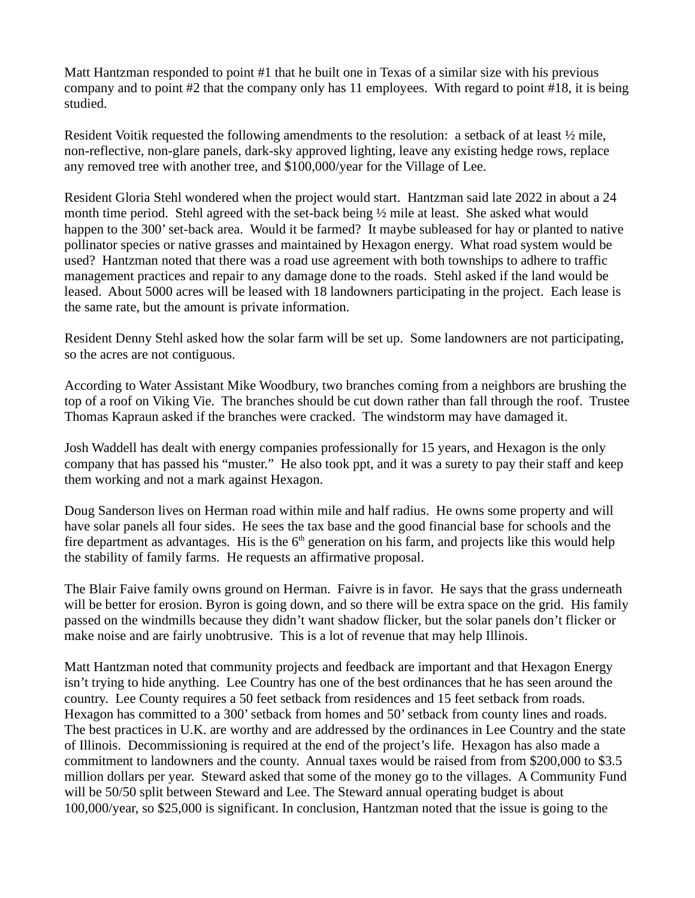Matt Hantzman responded to point #1 that he built one in Texas of a similar size with his previous company and to point #2 that the company only has 11 employees. With regard to point #18, it is being studied.

Resident Voitik requested the following amendments to the resolution: a setback of at least ½ mile, non-reflective, non-glare panels, dark-sky approved lighting, leave any existing hedge rows, replace any removed tree with another tree, and $100,000/year for the Village of Lee.

Resident Gloria Stehl wondered when the project would start. Hantzman said late 2022 in about a 24 month time period. Stehl agreed with the set-back being ½ mile at least. She asked what would happen to the 300' set-back area. Would it be farmed? It maybe subleased for hay or planted to native pollinator species or native grasses and maintained by Hexagon energy. What road system would be used? Hantzman noted that there was a road use agreement with both townships to adhere to traffic management practices and repair to any damage done to the roads. Stehl asked if the land would be leased. About 5000 acres will be leased with 18 landowners participating in the project. Each lease is the same rate, but the amount is private information.

Resident Denny Stehl asked how the solar farm will be set up. Some landowners are not participating, so the acres are not contiguous.

According to Water Assistant Mike Woodbury, two branches coming from a neighbors are brushing the top of a roof on Viking Vie. The branches should be cut down rather than fall through the roof. Trustee Thomas Kapraun asked if the branches were cracked. The windstorm may have damaged it.

Josh Waddell has dealt with energy companies professionally for 15 years, and Hexagon is the only company that has passed his "muster." He also took ppt, and it was a surety to pay their staff and keep them working and not a mark against Hexagon.

Doug Sanderson lives on Herman road within mile and half radius. He owns some property and will have solar panels all four sides. He sees the tax base and the good financial base for schools and the fire department as advantages. His is the 6th generation on his farm, and projects like this would help the stability of family farms. He requests an affirmative proposal.

The Blair Faive family owns ground on Herman. Faivre is in favor. He says that the grass underneath will be better for erosion. Byron is going down, and so there will be extra space on the grid. His family passed on the windmills because they didn't want shadow flicker, but the solar panels don't flicker or make noise and are fairly unobtrusive. This is a lot of revenue that may help Illinois.

Matt Hantzman noted that community projects and feedback are important and that Hexagon Energy isn't trying to hide anything. Lee Country has one of the best ordinances that he has seen around the country. Lee County requires a 50 feet setback from residences and 15 feet setback from roads. Hexagon has committed to a 300' setback from homes and 50' setback from county lines and roads. The best practices in U.K. are worthy and are addressed by the ordinances in Lee Country and the state of Illinois. Decommissioning is required at the end of the project's life. Hexagon has also made a commitment to landowners and the county. Annual taxes would be raised from from $200,000 to $3.5 million dollars per year. Steward asked that some of the money go to the villages. A Community Fund will be 50/50 split between Steward and Lee. The Steward annual operating budget is about 100,000/year, so $25,000 is significant. In conclusion, Hantzman noted that the issue is going to the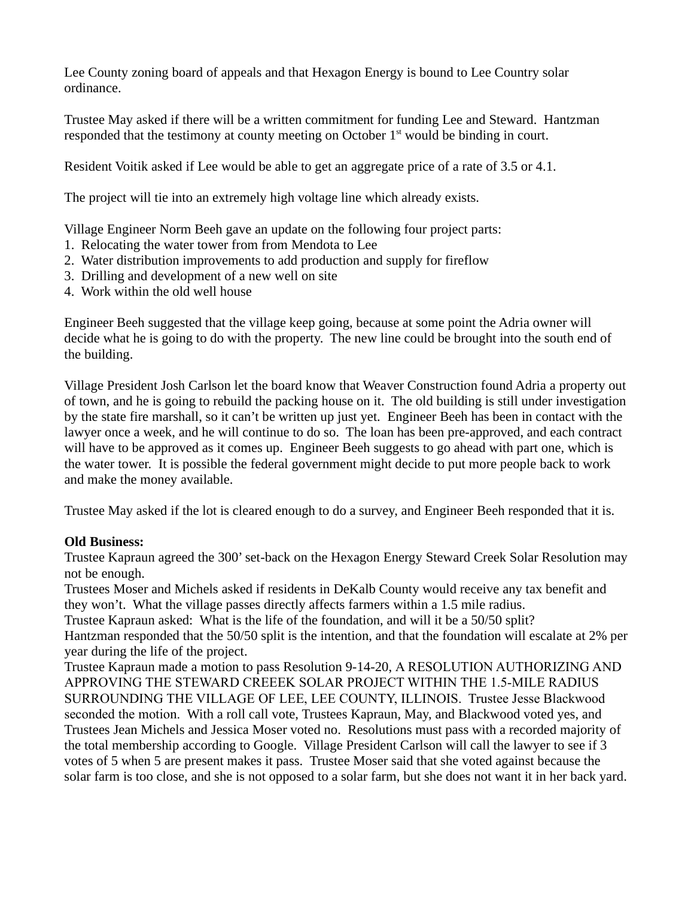Lee County zoning board of appeals and that Hexagon Energy is bound to Lee Country solar ordinance.

Trustee May asked if there will be a written commitment for funding Lee and Steward. Hantzman responded that the testimony at county meeting on October 1st would be binding in court.

Resident Voitik asked if Lee would be able to get an aggregate price of a rate of 3.5 or 4.1.

The project will tie into an extremely high voltage line which already exists.

Village Engineer Norm Beeh gave an update on the following four project parts:
1. Relocating the water tower from from Mendota to Lee
2. Water distribution improvements to add production and supply for fireflow
3. Drilling and development of a new well on site
4. Work within the old well house

Engineer Beeh suggested that the village keep going, because at some point the Adria owner will decide what he is going to do with the property. The new line could be brought into the south end of the building.

Village President Josh Carlson let the board know that Weaver Construction found Adria a property out of town, and he is going to rebuild the packing house on it. The old building is still under investigation by the state fire marshall, so it can't be written up just yet. Engineer Beeh has been in contact with the lawyer once a week, and he will continue to do so. The loan has been pre-approved, and each contract will have to be approved as it comes up. Engineer Beeh suggests to go ahead with part one, which is the water tower. It is possible the federal government might decide to put more people back to work and make the money available.

Trustee May asked if the lot is cleared enough to do a survey, and Engineer Beeh responded that it is.

**Old Business:**
Trustee Kapraun agreed the 300' set-back on the Hexagon Energy Steward Creek Solar Resolution may not be enough.
Trustees Moser and Michels asked if residents in DeKalb County would receive any tax benefit and they won't. What the village passes directly affects farmers within a 1.5 mile radius.
Trustee Kapraun asked: What is the life of the foundation, and will it be a 50/50 split?
Hantzman responded that the 50/50 split is the intention, and that the foundation will escalate at 2% per year during the life of the project.
Trustee Kapraun made a motion to pass Resolution 9-14-20, A RESOLUTION AUTHORIZING AND APPROVING THE STEWARD CREEEK SOLAR PROJECT WITHIN THE 1.5-MILE RADIUS SURROUNDING THE VILLAGE OF LEE, LEE COUNTY, ILLINOIS. Trustee Jesse Blackwood seconded the motion. With a roll call vote, Trustees Kapraun, May, and Blackwood voted yes, and Trustees Jean Michels and Jessica Moser voted no. Resolutions must pass with a recorded majority of the total membership according to Google. Village President Carlson will call the lawyer to see if 3 votes of 5 when 5 are present makes it pass. Trustee Moser said that she voted against because the solar farm is too close, and she is not opposed to a solar farm, but she does not want it in her back yard.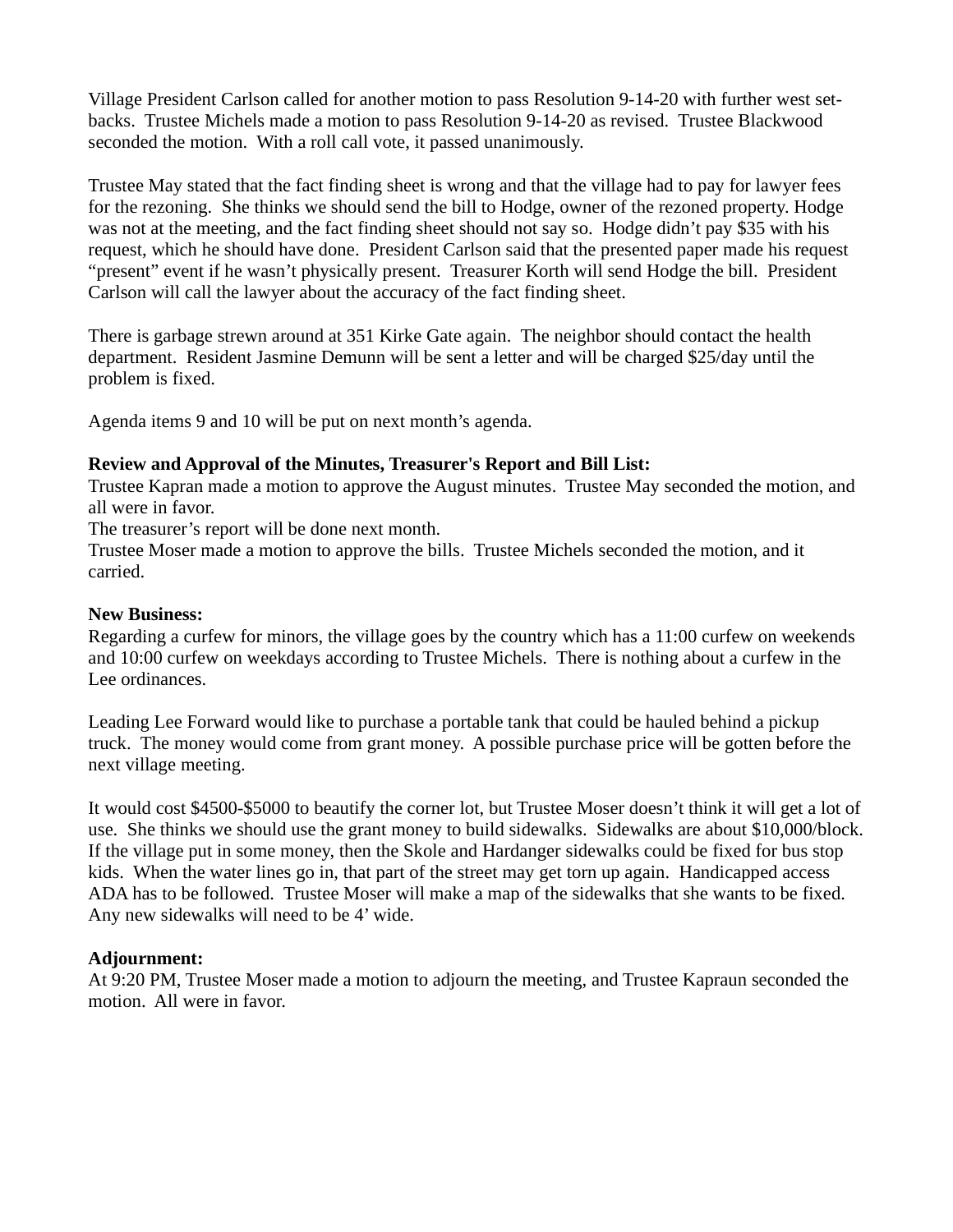Village President Carlson called for another motion to pass Resolution 9-14-20 with further west set-backs. Trustee Michels made a motion to pass Resolution 9-14-20 as revised. Trustee Blackwood seconded the motion. With a roll call vote, it passed unanimously.

Trustee May stated that the fact finding sheet is wrong and that the village had to pay for lawyer fees for the rezoning. She thinks we should send the bill to Hodge, owner of the rezoned property. Hodge was not at the meeting, and the fact finding sheet should not say so. Hodge didn't pay $35 with his request, which he should have done. President Carlson said that the presented paper made his request "present" event if he wasn't physically present. Treasurer Korth will send Hodge the bill. President Carlson will call the lawyer about the accuracy of the fact finding sheet.

There is garbage strewn around at 351 Kirke Gate again. The neighbor should contact the health department. Resident Jasmine Demunn will be sent a letter and will be charged $25/day until the problem is fixed.

Agenda items 9 and 10 will be put on next month's agenda.

**Review and Approval of the Minutes, Treasurer's Report and Bill List:**
Trustee Kapran made a motion to approve the August minutes. Trustee May seconded the motion, and all were in favor.
The treasurer's report will be done next month.
Trustee Moser made a motion to approve the bills. Trustee Michels seconded the motion, and it carried.

**New Business:**
Regarding a curfew for minors, the village goes by the country which has a 11:00 curfew on weekends and 10:00 curfew on weekdays according to Trustee Michels. There is nothing about a curfew in the Lee ordinances.

Leading Lee Forward would like to purchase a portable tank that could be hauled behind a pickup truck. The money would come from grant money. A possible purchase price will be gotten before the next village meeting.

It would cost $4500-$5000 to beautify the corner lot, but Trustee Moser doesn't think it will get a lot of use. She thinks we should use the grant money to build sidewalks. Sidewalks are about $10,000/block. If the village put in some money, then the Skole and Hardanger sidewalks could be fixed for bus stop kids. When the water lines go in, that part of the street may get torn up again. Handicapped access ADA has to be followed. Trustee Moser will make a map of the sidewalks that she wants to be fixed. Any new sidewalks will need to be 4' wide.

**Adjournment:**
At 9:20 PM, Trustee Moser made a motion to adjourn the meeting, and Trustee Kapraun seconded the motion. All were in favor.